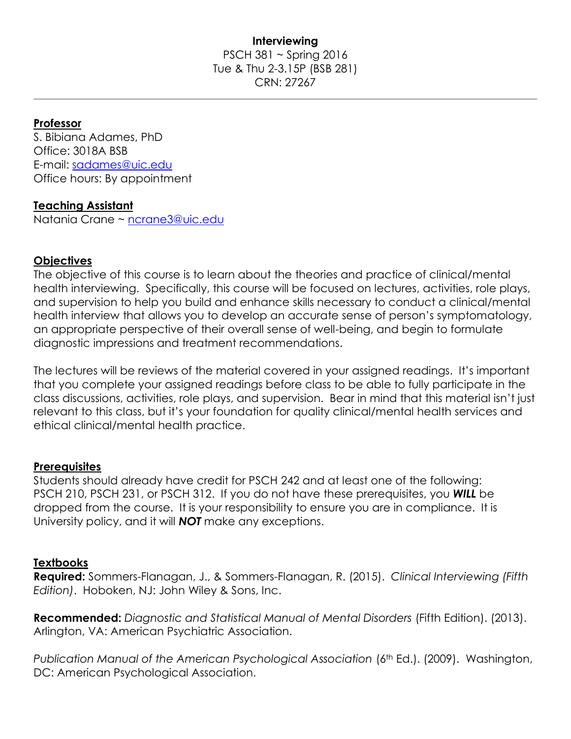# Interviewing

PSCH 381 ~ Spring 2016
Tue & Thu 2-3.15P (BSB 281)
CRN: 27267

---

## Professor

S. Bibiana Adames, PhD
Office: 3018A BSB
E-mail: sadames@uic.edu
Office hours: By appointment

## Teaching Assistant

Natania Crane ~ ncrane3@uic.edu

## Objectives

The objective of this course is to learn about the theories and practice of clinical/mental health interviewing. Specifically, this course will be focused on lectures, activities, role plays, and supervision to help you build and enhance skills necessary to conduct a clinical/mental health interview that allows you to develop an accurate sense of person's symptomatology, an appropriate perspective of their overall sense of well-being, and begin to formulate diagnostic impressions and treatment recommendations.

The lectures will be reviews of the material covered in your assigned readings. It's important that you complete your assigned readings before class to be able to fully participate in the class discussions, activities, role plays, and supervision. Bear in mind that this material isn't just relevant to this class, but it's your foundation for quality clinical/mental health services and ethical clinical/mental health practice.

## Prerequisites

Students should already have credit for PSCH 242 and at least one of the following: PSCH 210, PSCH 231, or PSCH 312. If you do not have these prerequisites, you ***WILL*** be dropped from the course. It is your responsibility to ensure you are in compliance. It is University policy, and it will ***NOT*** make any exceptions.

## Textbooks

**Required:** Sommers-Flanagan, J., & Sommers-Flanagan, R. (2015). *Clinical Interviewing (Fifth Edition)*. Hoboken, NJ: John Wiley & Sons, Inc.

**Recommended:** *Diagnostic and Statistical Manual of Mental Disorders* (Fifth Edition). (2013). Arlington, VA: American Psychiatric Association.

*Publication Manual of the American Psychological Association* (6th Ed.). (2009). Washington, DC: American Psychological Association.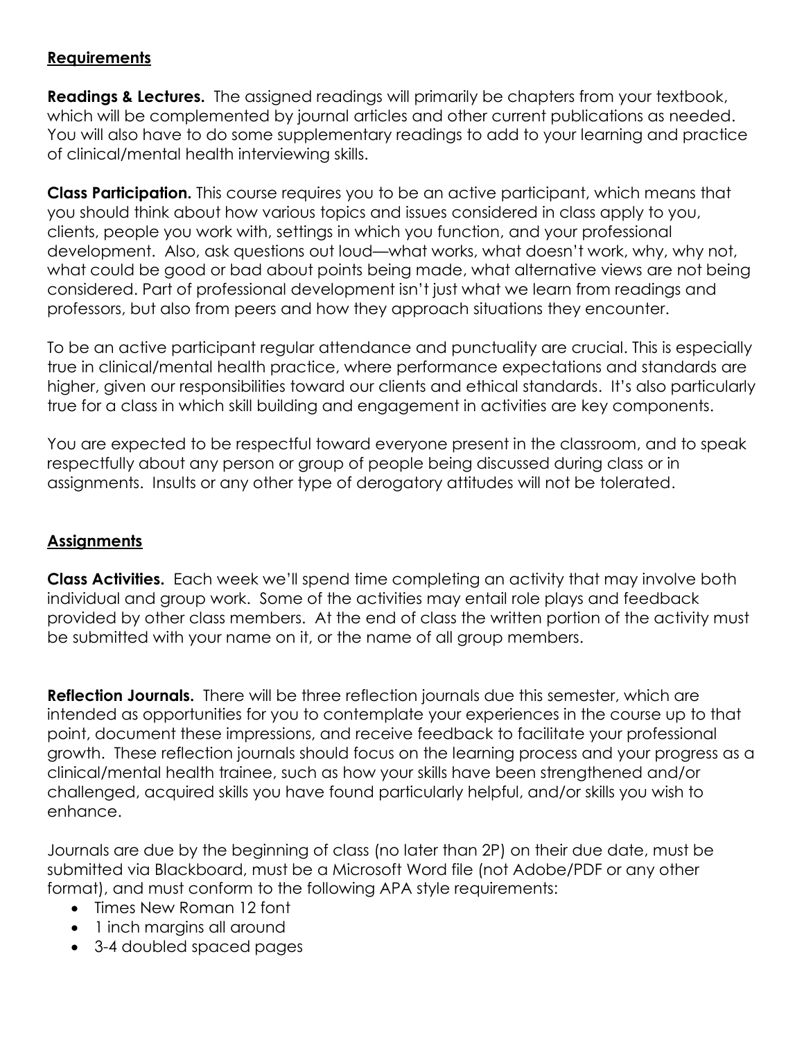**Requirements**

**Readings & Lectures.** The assigned readings will primarily be chapters from your textbook, which will be complemented by journal articles and other current publications as needed. You will also have to do some supplementary readings to add to your learning and practice of clinical/mental health interviewing skills.

**Class Participation.** This course requires you to be an active participant, which means that you should think about how various topics and issues considered in class apply to you, clients, people you work with, settings in which you function, and your professional development. Also, ask questions out loud—what works, what doesn't work, why, why not, what could be good or bad about points being made, what alternative views are not being considered. Part of professional development isn't just what we learn from readings and professors, but also from peers and how they approach situations they encounter.

To be an active participant regular attendance and punctuality are crucial. This is especially true in clinical/mental health practice, where performance expectations and standards are higher, given our responsibilities toward our clients and ethical standards. It's also particularly true for a class in which skill building and engagement in activities are key components.

You are expected to be respectful toward everyone present in the classroom, and to speak respectfully about any person or group of people being discussed during class or in assignments. Insults or any other type of derogatory attitudes will not be tolerated.

**Assignments**

**Class Activities.** Each week we'll spend time completing an activity that may involve both individual and group work. Some of the activities may entail role plays and feedback provided by other class members. At the end of class the written portion of the activity must be submitted with your name on it, or the name of all group members.

**Reflection Journals.** There will be three reflection journals due this semester, which are intended as opportunities for you to contemplate your experiences in the course up to that point, document these impressions, and receive feedback to facilitate your professional growth. These reflection journals should focus on the learning process and your progress as a clinical/mental health trainee, such as how your skills have been strengthened and/or challenged, acquired skills you have found particularly helpful, and/or skills you wish to enhance.

Journals are due by the beginning of class (no later than 2P) on their due date, must be submitted via Blackboard, must be a Microsoft Word file (not Adobe/PDF or any other format), and must conform to the following APA style requirements:

- Times New Roman 12 font
- 1 inch margins all around
- 3-4 doubled spaced pages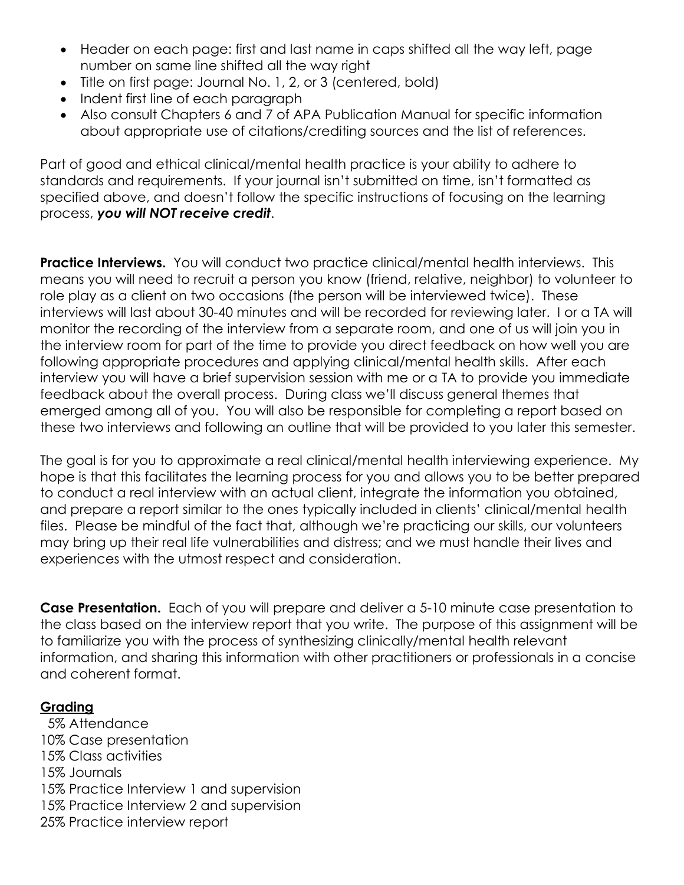- Header on each page: first and last name in caps shifted all the way left, page number on same line shifted all the way right
- Title on first page: Journal No. 1, 2, or 3 (centered, bold)
- Indent first line of each paragraph
- Also consult Chapters 6 and 7 of APA Publication Manual for specific information about appropriate use of citations/crediting sources and the list of references.

Part of good and ethical clinical/mental health practice is your ability to adhere to standards and requirements. If your journal isn't submitted on time, isn't formatted as specified above, and doesn't follow the specific instructions of focusing on the learning process, ***you will NOT receive credit***.

**Practice Interviews.** You will conduct two practice clinical/mental health interviews. This means you will need to recruit a person you know (friend, relative, neighbor) to volunteer to role play as a client on two occasions (the person will be interviewed twice). These interviews will last about 30-40 minutes and will be recorded for reviewing later. I or a TA will monitor the recording of the interview from a separate room, and one of us will join you in the interview room for part of the time to provide you direct feedback on how well you are following appropriate procedures and applying clinical/mental health skills. After each interview you will have a brief supervision session with me or a TA to provide you immediate feedback about the overall process. During class we'll discuss general themes that emerged among all of you. You will also be responsible for completing a report based on these two interviews and following an outline that will be provided to you later this semester.

The goal is for you to approximate a real clinical/mental health interviewing experience. My hope is that this facilitates the learning process for you and allows you to be better prepared to conduct a real interview with an actual client, integrate the information you obtained, and prepare a report similar to the ones typically included in clients' clinical/mental health files. Please be mindful of the fact that, although we're practicing our skills, our volunteers may bring up their real life vulnerabilities and distress; and we must handle their lives and experiences with the utmost respect and consideration.

**Case Presentation.** Each of you will prepare and deliver a 5-10 minute case presentation to the class based on the interview report that you write. The purpose of this assignment will be to familiarize you with the process of synthesizing clinically/mental health relevant information, and sharing this information with other practitioners or professionals in a concise and coherent format.

## Grading

5% Attendance
10% Case presentation
15% Class activities
15% Journals
15% Practice Interview 1 and supervision
15% Practice Interview 2 and supervision
25% Practice interview report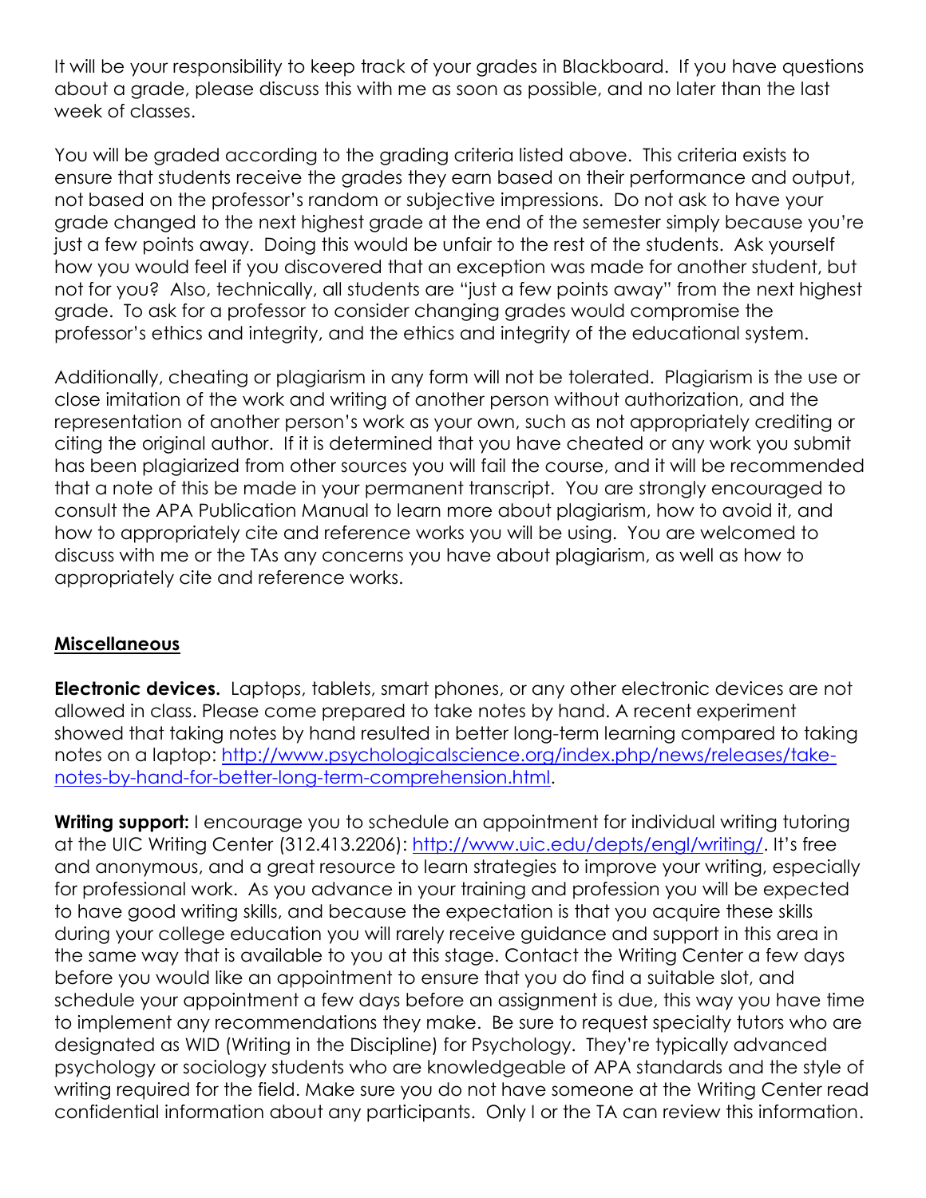It will be your responsibility to keep track of your grades in Blackboard. If you have questions about a grade, please discuss this with me as soon as possible, and no later than the last week of classes.

You will be graded according to the grading criteria listed above. This criteria exists to ensure that students receive the grades they earn based on their performance and output, not based on the professor's random or subjective impressions. Do not ask to have your grade changed to the next highest grade at the end of the semester simply because you're just a few points away. Doing this would be unfair to the rest of the students. Ask yourself how you would feel if you discovered that an exception was made for another student, but not for you? Also, technically, all students are "just a few points away" from the next highest grade. To ask for a professor to consider changing grades would compromise the professor's ethics and integrity, and the ethics and integrity of the educational system.

Additionally, cheating or plagiarism in any form will not be tolerated. Plagiarism is the use or close imitation of the work and writing of another person without authorization, and the representation of another person's work as your own, such as not appropriately crediting or citing the original author. If it is determined that you have cheated or any work you submit has been plagiarized from other sources you will fail the course, and it will be recommended that a note of this be made in your permanent transcript. You are strongly encouraged to consult the APA Publication Manual to learn more about plagiarism, how to avoid it, and how to appropriately cite and reference works you will be using. You are welcomed to discuss with me or the TAs any concerns you have about plagiarism, as well as how to appropriately cite and reference works.

## Miscellaneous

**Electronic devices.** Laptops, tablets, smart phones, or any other electronic devices are not allowed in class. Please come prepared to take notes by hand. A recent experiment showed that taking notes by hand resulted in better long-term learning compared to taking notes on a laptop: [http://www.psychologicalscience.org/index.php/news/releases/take-notes-by-hand-for-better-long-term-comprehension.html](http://www.psychologicalscience.org/index.php/news/releases/take-notes-by-hand-for-better-long-term-comprehension.html).

**Writing support:** I encourage you to schedule an appointment for individual writing tutoring at the UIC Writing Center (312.413.2206): [http://www.uic.edu/depts/engl/writing/](http://www.uic.edu/depts/engl/writing/). It's free and anonymous, and a great resource to learn strategies to improve your writing, especially for professional work. As you advance in your training and profession you will be expected to have good writing skills, and because the expectation is that you acquire these skills during your college education you will rarely receive guidance and support in this area in the same way that is available to you at this stage. Contact the Writing Center a few days before you would like an appointment to ensure that you do find a suitable slot, and schedule your appointment a few days before an assignment is due, this way you have time to implement any recommendations they make. Be sure to request specialty tutors who are designated as WID (Writing in the Discipline) for Psychology. They're typically advanced psychology or sociology students who are knowledgeable of APA standards and the style of writing required for the field. Make sure you do not have someone at the Writing Center read confidential information about any participants. Only I or the TA can review this information.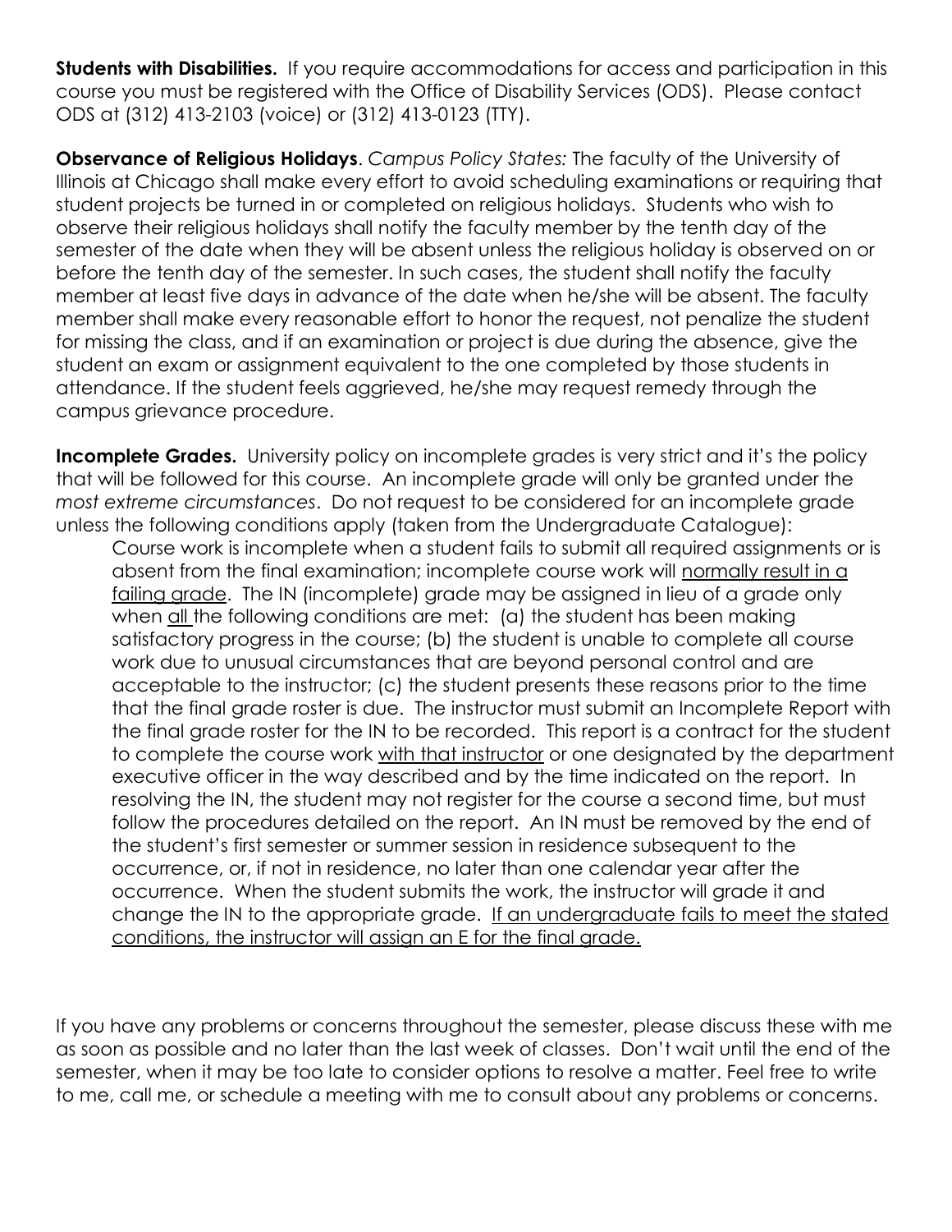**Students with Disabilities.** If you require accommodations for access and participation in this course you must be registered with the Office of Disability Services (ODS). Please contact ODS at (312) 413-2103 (voice) or (312) 413-0123 (TTY).

**Observance of Religious Holidays**. *Campus Policy States:* The faculty of the University of Illinois at Chicago shall make every effort to avoid scheduling examinations or requiring that student projects be turned in or completed on religious holidays. Students who wish to observe their religious holidays shall notify the faculty member by the tenth day of the semester of the date when they will be absent unless the religious holiday is observed on or before the tenth day of the semester. In such cases, the student shall notify the faculty member at least five days in advance of the date when he/she will be absent. The faculty member shall make every reasonable effort to honor the request, not penalize the student for missing the class, and if an examination or project is due during the absence, give the student an exam or assignment equivalent to the one completed by those students in attendance. If the student feels aggrieved, he/she may request remedy through the campus grievance procedure.

**Incomplete Grades.** University policy on incomplete grades is very strict and it's the policy that will be followed for this course. An incomplete grade will only be granted under the *most extreme circumstances*. Do not request to be considered for an incomplete grade unless the following conditions apply (taken from the Undergraduate Catalogue):

> Course work is incomplete when a student fails to submit all required assignments or is absent from the final examination; incomplete course work will <u>normally result in a failing grade</u>. The IN (incomplete) grade may be assigned in lieu of a grade only when <u>all</u> the following conditions are met: (a) the student has been making satisfactory progress in the course; (b) the student is unable to complete all course work due to unusual circumstances that are beyond personal control and are acceptable to the instructor; (c) the student presents these reasons prior to the time that the final grade roster is due. The instructor must submit an Incomplete Report with the final grade roster for the IN to be recorded. This report is a contract for the student to complete the course work <u>with that instructor</u> or one designated by the department executive officer in the way described and by the time indicated on the report. In resolving the IN, the student may not register for the course a second time, but must follow the procedures detailed on the report. An IN must be removed by the end of the student's first semester or summer session in residence subsequent to the occurrence, or, if not in residence, no later than one calendar year after the occurrence. When the student submits the work, the instructor will grade it and change the IN to the appropriate grade. <u>If an undergraduate fails to meet the stated conditions, the instructor will assign an E for the final grade.</u>

If you have any problems or concerns throughout the semester, please discuss these with me as soon as possible and no later than the last week of classes. Don't wait until the end of the semester, when it may be too late to consider options to resolve a matter. Feel free to write to me, call me, or schedule a meeting with me to consult about any problems or concerns.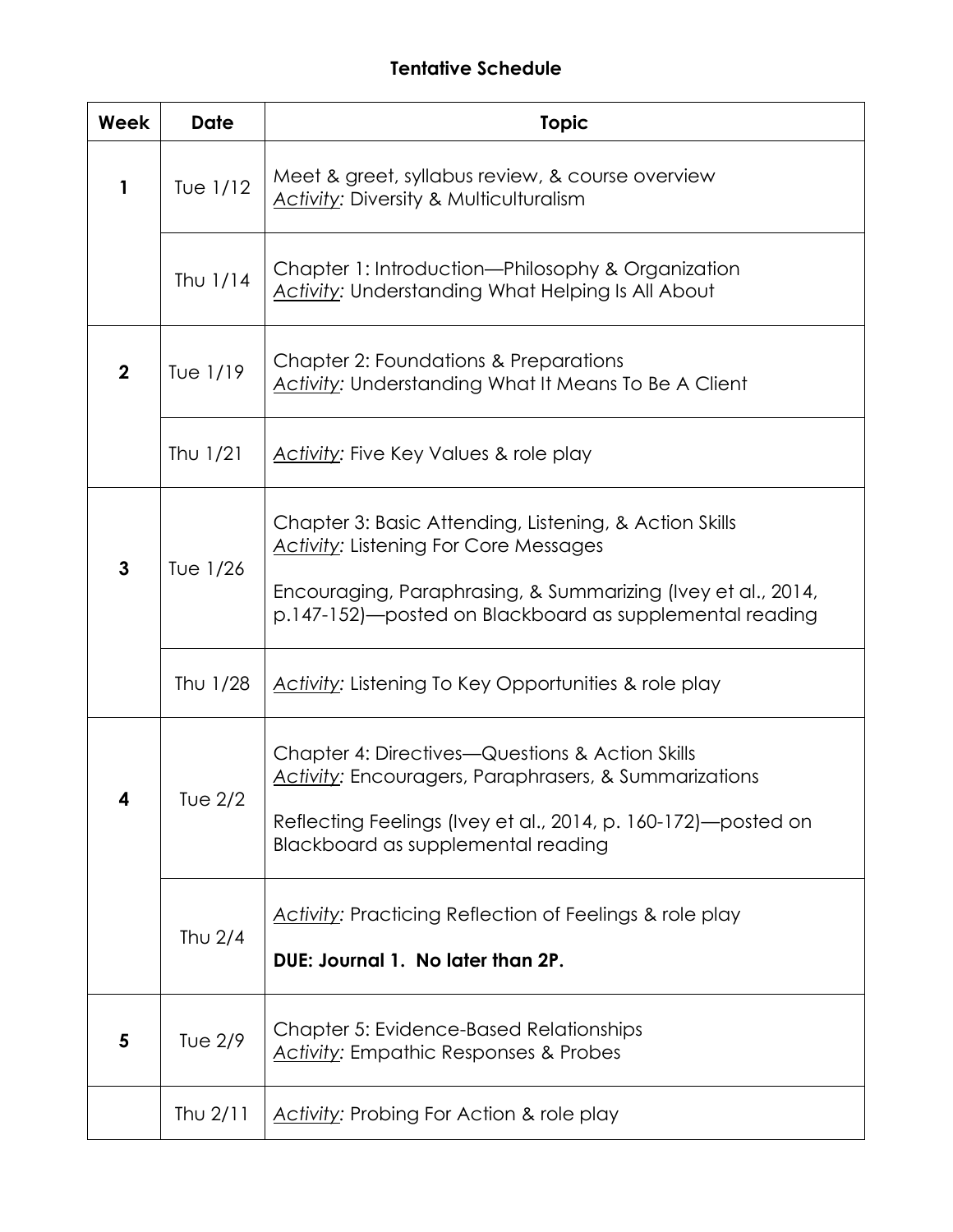## Tentative Schedule

| Week | Date | Topic |
|---|---|---|
| 1 | Tue 1/12 | Meet & greet, syllabus review, & course overview<br>*Activity:* Diversity & Multiculturalism |
| | Thu 1/14 | Chapter 1: Introduction—Philosophy & Organization<br>*Activity:* Understanding What Helping Is All About |
| 2 | Tue 1/19 | Chapter 2: Foundations & Preparations<br>*Activity:* Understanding What It Means To Be A Client |
| | Thu 1/21 | *Activity:* Five Key Values & role play |
| 3 | Tue 1/26 | Chapter 3: Basic Attending, Listening, & Action Skills<br>*Activity:* Listening For Core Messages<br><br>Encouraging, Paraphrasing, & Summarizing (Ivey et al., 2014, p.147-152)—posted on Blackboard as supplemental reading |
| | Thu 1/28 | *Activity:* Listening To Key Opportunities & role play |
| 4 | Tue 2/2 | Chapter 4: Directives—Questions & Action Skills<br>*Activity:* Encouragers, Paraphrasers, & Summarizations<br><br>Reflecting Feelings (Ivey et al., 2014, p. 160-172)—posted on Blackboard as supplemental reading |
| | Thu 2/4 | *Activity:* Practicing Reflection of Feelings & role play<br><br>**DUE: Journal 1. No later than 2P.** |
| 5 | Tue 2/9 | Chapter 5: Evidence-Based Relationships<br>*Activity:* Empathic Responses & Probes |
| | Thu 2/11 | *Activity:* Probing For Action & role play |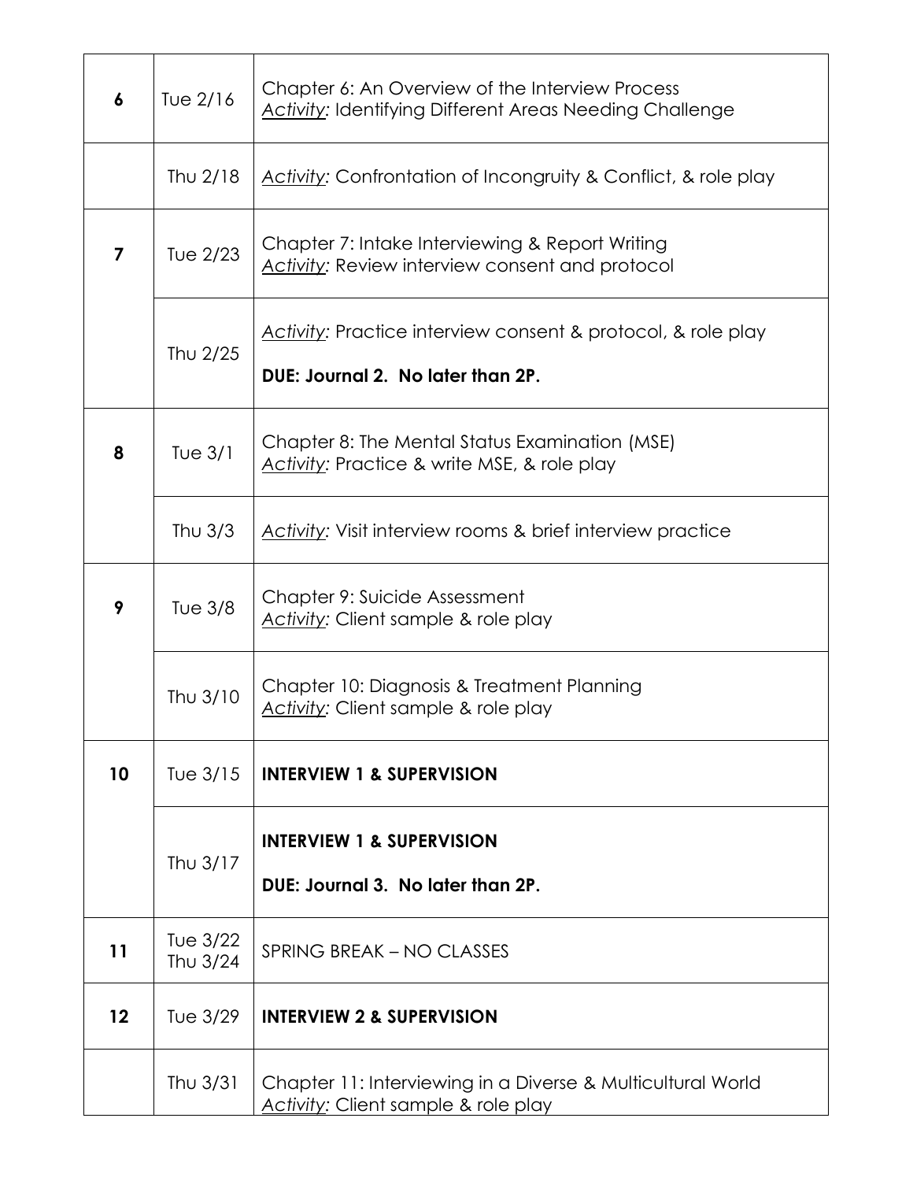| | | |
|---|---|---|
| **6** | Tue 2/16 | Chapter 6: An Overview of the Interview Process<br>*Activity:* Identifying Different Areas Needing Challenge |
| | Thu 2/18 | *Activity:* Confrontation of Incongruity & Conflict, & role play |
| **7** | Tue 2/23 | Chapter 7: Intake Interviewing & Report Writing<br>*Activity:* Review interview consent and protocol |
| | Thu 2/25 | *Activity:* Practice interview consent & protocol, & role play<br>**DUE: Journal 2. No later than 2P.** |
| **8** | Tue 3/1 | Chapter 8: The Mental Status Examination (MSE)<br>*Activity:* Practice & write MSE, & role play |
| | Thu 3/3 | *Activity:* Visit interview rooms & brief interview practice |
| **9** | Tue 3/8 | Chapter 9: Suicide Assessment<br>*Activity:* Client sample & role play |
| | Thu 3/10 | Chapter 10: Diagnosis & Treatment Planning<br>*Activity:* Client sample & role play |
| **10** | Tue 3/15 | **INTERVIEW 1 & SUPERVISION** |
| | Thu 3/17 | **INTERVIEW 1 & SUPERVISION**<br>**DUE: Journal 3. No later than 2P.** |
| **11** | Tue 3/22<br>Thu 3/24 | SPRING BREAK – NO CLASSES |
| **12** | Tue 3/29 | **INTERVIEW 2 & SUPERVISION** |
| | Thu 3/31 | Chapter 11: Interviewing in a Diverse & Multicultural World<br>*Activity:* Client sample & role play |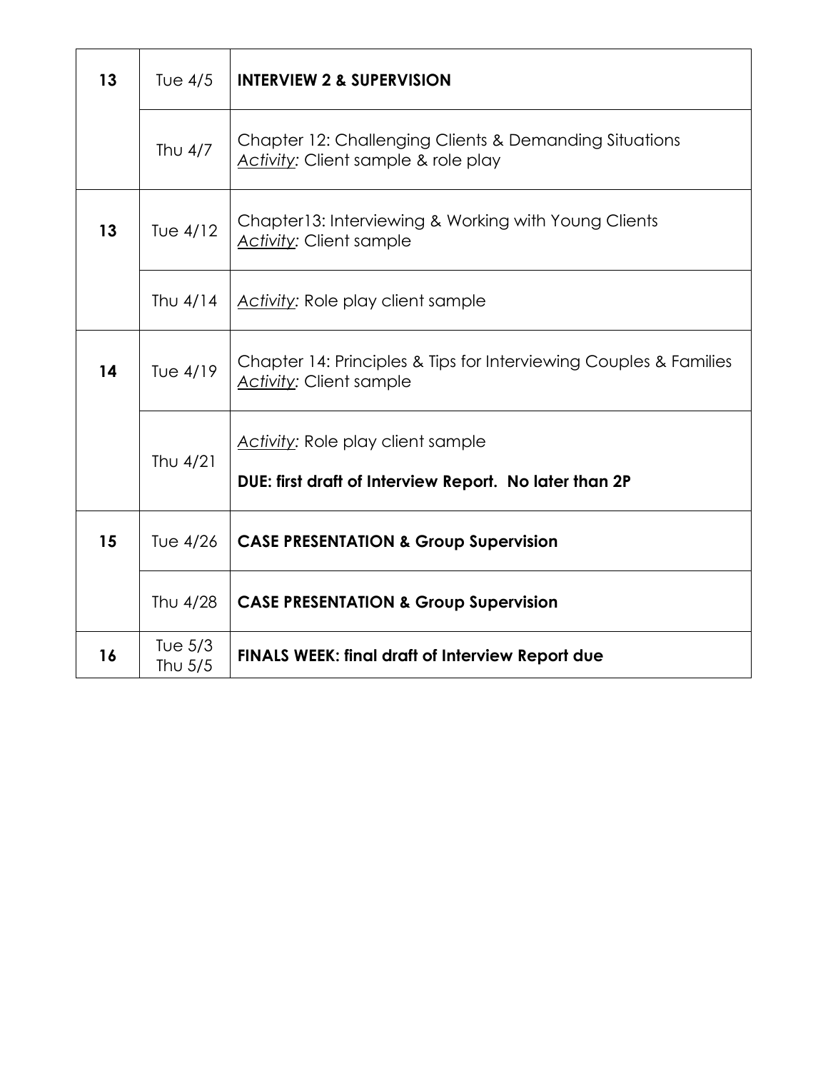| | | |
|---|---|---|
| 13 | Tue 4/5 | **INTERVIEW 2 & SUPERVISION** |
| | Thu 4/7 | Chapter 12: Challenging Clients & Demanding Situations<br>*Activity:* Client sample & role play |
| 13 | Tue 4/12 | Chapter13: Interviewing & Working with Young Clients<br>*Activity:* Client sample |
| | Thu 4/14 | *Activity:* Role play client sample |
| 14 | Tue 4/19 | Chapter 14: Principles & Tips for Interviewing Couples & Families<br>*Activity:* Client sample |
| | Thu 4/21 | *Activity:* Role play client sample<br>**DUE: first draft of Interview Report. No later than 2P** |
| 15 | Tue 4/26 | **CASE PRESENTATION & Group Supervision** |
| | Thu 4/28 | **CASE PRESENTATION & Group Supervision** |
| 16 | Tue 5/3<br>Thu 5/5 | **FINALS WEEK: final draft of Interview Report due** |